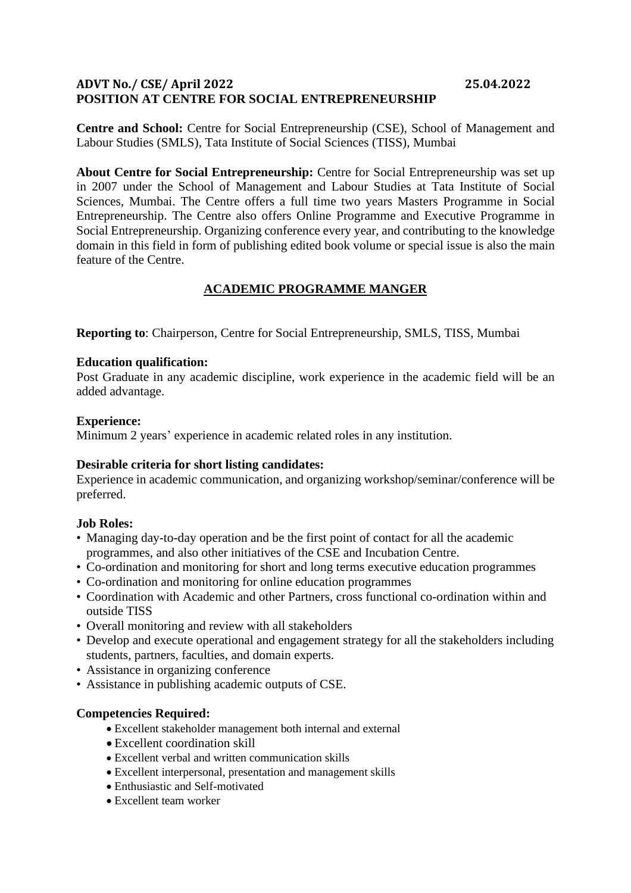**ADVT No./ CSE/ April 2022** **25.04.2022**

**POSITION AT CENTRE FOR SOCIAL ENTREPRENEURSHIP**

**Centre and School:** Centre for Social Entrepreneurship (CSE), School of Management and Labour Studies (SMLS), Tata Institute of Social Sciences (TISS), Mumbai

**About Centre for Social Entrepreneurship:** Centre for Social Entrepreneurship was set up in 2007 under the School of Management and Labour Studies at Tata Institute of Social Sciences, Mumbai. The Centre offers a full time two years Masters Programme in Social Entrepreneurship. The Centre also offers Online Programme and Executive Programme in Social Entrepreneurship. Organizing conference every year, and contributing to the knowledge domain in this field in form of publishing edited book volume or special issue is also the main feature of the Centre.

## ACADEMIC PROGRAMME MANGER

**Reporting to**: Chairperson, Centre for Social Entrepreneurship, SMLS, TISS, Mumbai

**Education qualification:**
Post Graduate in any academic discipline, work experience in the academic field will be an added advantage.

**Experience:**
Minimum 2 years' experience in academic related roles in any institution.

**Desirable criteria for short listing candidates:**
Experience in academic communication, and organizing workshop/seminar/conference will be preferred.

**Job Roles:**

- Managing day-to-day operation and be the first point of contact for all the academic programmes, and also other initiatives of the CSE and Incubation Centre.
- Co-ordination and monitoring for short and long terms executive education programmes
- Co-ordination and monitoring for online education programmes
- Coordination with Academic and other Partners, cross functional co-ordination within and outside TISS
- Overall monitoring and review with all stakeholders
- Develop and execute operational and engagement strategy for all the stakeholders including students, partners, faculties, and domain experts.
- Assistance in organizing conference
- Assistance in publishing academic outputs of CSE.

**Competencies Required:**

- Excellent stakeholder management both internal and external
- Excellent coordination skill
- Excellent verbal and written communication skills
- Excellent interpersonal, presentation and management skills
- Enthusiastic and Self-motivated
- Excellent team worker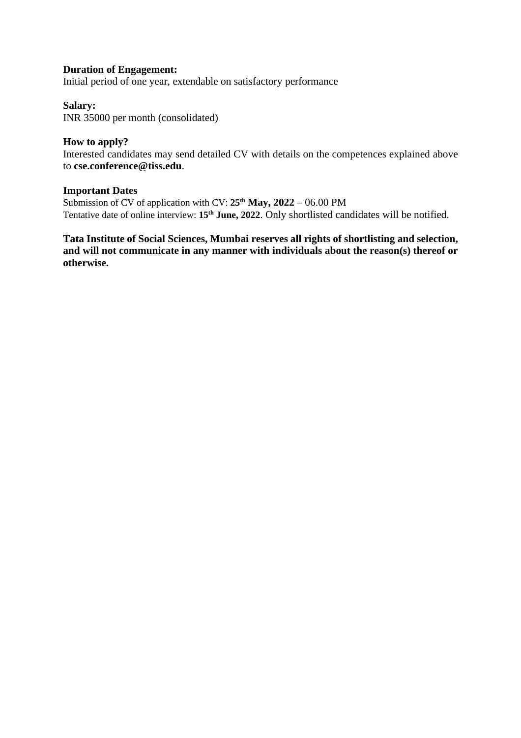**Duration of Engagement:**
Initial period of one year, extendable on satisfactory performance

**Salary:**
INR 35000 per month (consolidated)

**How to apply?**
Interested candidates may send detailed CV with details on the competences explained above to **cse.conference@tiss.edu**.

**Important Dates**
Submission of CV of application with CV: **25th May, 2022** – 06.00 PM
Tentative date of online interview: **15th June, 2022**. Only shortlisted candidates will be notified.

**Tata Institute of Social Sciences, Mumbai reserves all rights of shortlisting and selection, and will not communicate in any manner with individuals about the reason(s) thereof or otherwise.**